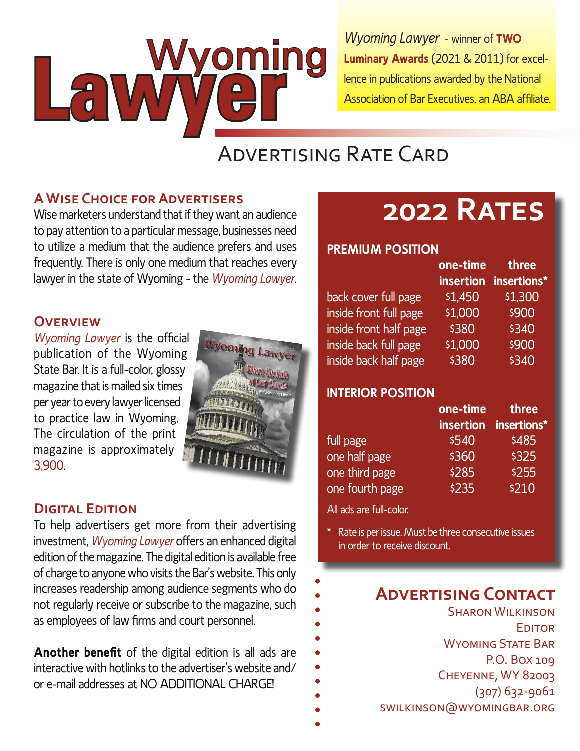# Wyoming Lawyer

*Wyoming Lawyer* - winner of **TWO Luminary Awards** (2021 & 2011) for excellence in publications awarded by the National Association of Bar Executives, an ABA affiliate.

## Advertising Rate Card

### A Wise Choice for Advertisers

Wise marketers understand that if they want an audience to pay attention to a particular message, businesses need to utilize a medium that the audience prefers and uses frequently. There is only one medium that reaches every lawyer in the state of Wyoming - the *Wyoming Lawyer*.

### Overview

*Wyoming Lawyer* is the official publication of the Wyoming State Bar. It is a full-color, glossy magazine that is mailed six times per year to every lawyer licensed to practice law in Wyoming. The circulation of the print magazine is approximately 3,900.

### Digital Edition

To help advertisers get more from their advertising investment, *Wyoming Lawyer* offers an enhanced digital edition of the magazine. The digital edition is available free of charge to anyone who visits the Bar's website. This only increases readership among audience segments who do not regularly receive or subscribe to the magazine, such as employees of law firms and court personnel.

**Another benefit** of the digital edition is all ads are interactive with hotlinks to the advertiser's website and/or e-mail addresses at NO ADDITIONAL CHARGE!

## 2022 Rates

**PREMIUM POSITION**

| | one-time insertion | three insertions* |
|---|---|---|
| back cover full page | $1,450 | $1,300 |
| inside front full page | $1,000 | $900 |
| inside front half page | $380 | $340 |
| inside back full page | $1,000 | $900 |
| inside back half page | $380 | $340 |

**INTERIOR POSITION**

| | one-time insertion | three insertions* |
|---|---|---|
| full page | $540 | $485 |
| one half page | $360 | $325 |
| one third page | $285 | $255 |
| one fourth page | $235 | $210 |

All ads are full-color.

* Rate is per issue. Must be three consecutive issues in order to receive discount.

### Advertising Contact

Sharon Wilkinson
Editor
Wyoming State Bar
P.O. Box 109
Cheyenne, WY 82003
(307) 632-9061
swilkinson@wyomingbar.org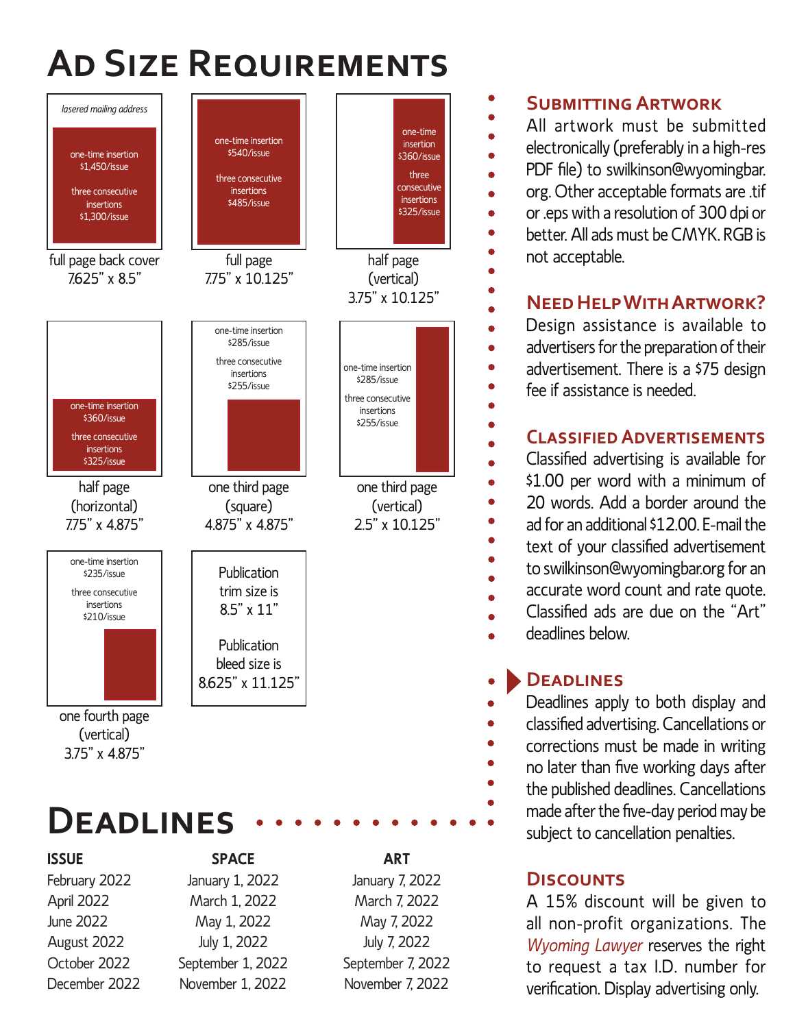# Ad Size Requirements

**full page back cover**
7.625" x 8.5"

*lasered mailing address*

one-time insertion
$1,450/issue

three consecutive insertions
$1,300/issue

**full page**
7.75" x 10.125"

one-time insertion
$540/issue

three consecutive insertions
$485/issue

**half page (vertical)**
3.75" x 10.125"

one-time insertion
$360/issue

three consecutive insertions
$325/issue

**half page (horizontal)**
7.75" x 4.875"

one-time insertion
$360/issue

three consecutive insertions
$325/issue

**one third page (square)**
4.875" x 4.875"

one-time insertion
$285/issue

three consecutive insertions
$255/issue

**one third page (vertical)**
2.5" x 10.125"

one-time insertion
$285/issue

three consecutive insertions
$255/issue

**one fourth page (vertical)**
3.75" x 4.875"

one-time insertion
$235/issue

three consecutive insertions
$210/issue

Publication trim size is 8.5" x 11"

Publication bleed size is 8.625" x 11.125"

## Submitting Artwork

All artwork must be submitted electronically (preferably in a high-res PDF file) to swilkinson@wyomingbar.org. Other acceptable formats are .tif or .eps with a resolution of 300 dpi or better. All ads must be CMYK. RGB is not acceptable.

## Need Help With Artwork?

Design assistance is available to advertisers for the preparation of their advertisement. There is a $75 design fee if assistance is needed.

## Classified Advertisements

Classified advertising is available for $1.00 per word with a minimum of 20 words. Add a border around the ad for an additional $12.00. E-mail the text of your classified advertisement to swilkinson@wyomingbar.org for an accurate word count and rate quote. Classified ads are due on the "Art" deadlines below.

## Deadlines

Deadlines apply to both display and classified advertising. Cancellations or corrections must be made in writing no later than five working days after the published deadlines. Cancellations made after the five-day period may be subject to cancellation penalties.

## Discounts

A 15% discount will be given to all non-profit organizations. The *Wyoming Lawyer* reserves the right to request a tax I.D. number for verification. Display advertising only.

# Deadlines

| ISSUE | SPACE | ART |
|---|---|---|
| February 2022 | January 1, 2022 | January 7, 2022 |
| April 2022 | March 1, 2022 | March 7, 2022 |
| June 2022 | May 1, 2022 | May 7, 2022 |
| August 2022 | July 1, 2022 | July 7, 2022 |
| October 2022 | September 1, 2022 | September 7, 2022 |
| December 2022 | November 1, 2022 | November 7, 2022 |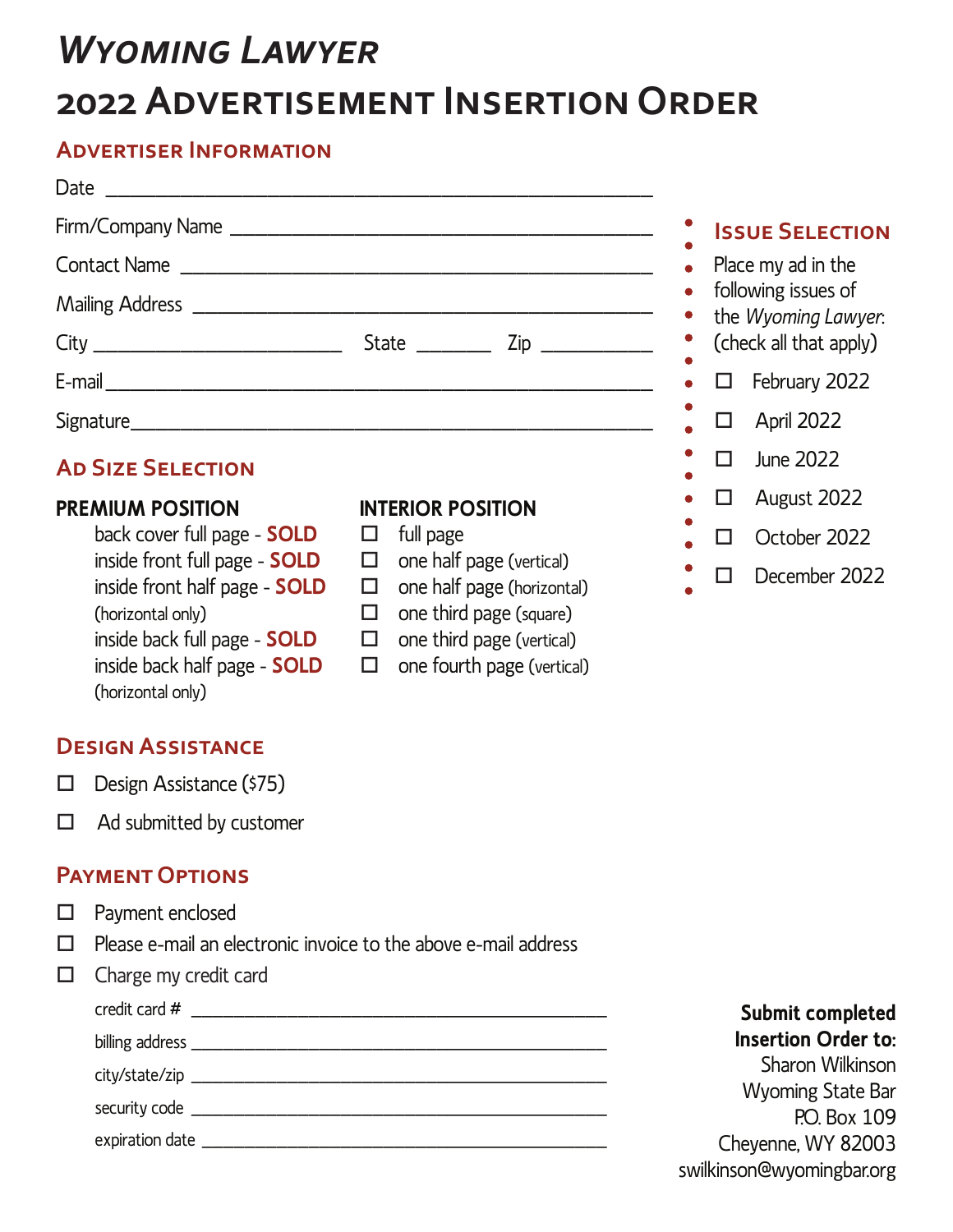# *Wyoming Lawyer*

# 2022 Advertisement Insertion Order

## Advertiser Information

Date ____________________________________________

Firm/Company Name ______________________________

Contact Name ____________________________________

Mailing Address __________________________________

City ____________________ State _______ Zip __________

E-mail __________________________________________

Signature_________________________________________

## Issue Selection

Place my ad in the following issues of the *Wyoming Lawyer*: (check all that apply)

- ☐ February 2022
- ☐ April 2022
- ☐ June 2022
- ☐ August 2022
- ☐ October 2022
- ☐ December 2022

## Ad Size Selection

**PREMIUM POSITION**

- back cover full page - **SOLD**
- inside front full page - **SOLD**
- inside front half page - **SOLD** (horizontal only)
- inside back full page - **SOLD**
- inside back half page - **SOLD** (horizontal only)

**INTERIOR POSITION**

- ☐ full page
- ☐ one half page (vertical)
- ☐ one half page (horizontal)
- ☐ one third page (square)
- ☐ one third page (vertical)
- ☐ one fourth page (vertical)

## Design Assistance

- ☐ Design Assistance ($75)
- ☐ Ad submitted by customer

## Payment Options

- ☐ Payment enclosed
- ☐ Please e-mail an electronic invoice to the above e-mail address
- ☐ Charge my credit card

credit card # ____________________________________

billing address ___________________________________

city/state/zip ____________________________________

security code ____________________________________

expiration date ___________________________________

**Submit completed Insertion Order to:**
Sharon Wilkinson
Wyoming State Bar
P.O. Box 109
Cheyenne, WY 82003
swilkinson@wyomingbar.org